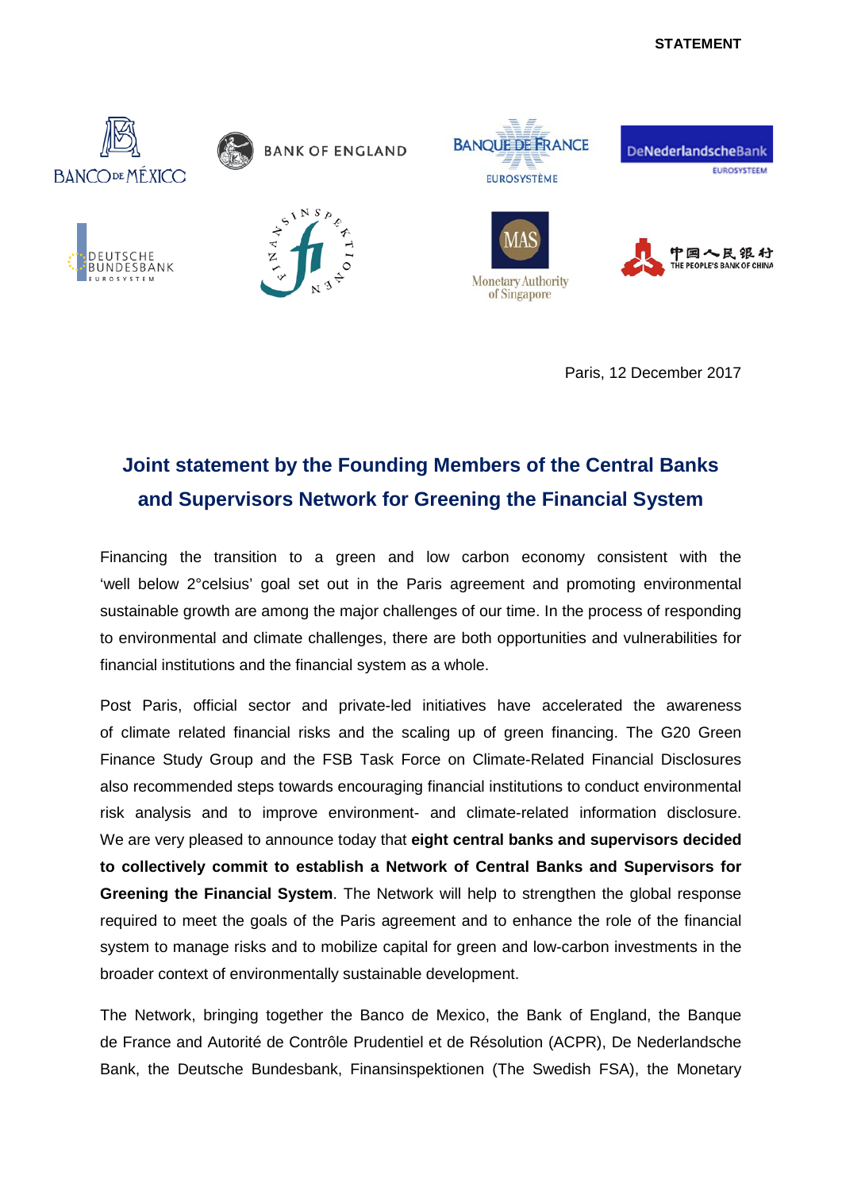STATEMENT

Paris, 12 December 2017

# Joint statement by the Founding Members of the Central Banks and Supervisors Network for Greening the Financial System

Financing the transition to a green and low carbon economy consistent with the 'well below 2°celsius' goal set out in the Paris agreement and promoting environmental sustainable growth are among the major challenges of our time. In the process of responding to environmental and climate challenges, there are both opportunities and vulnerabilities for financial institutions and the financial system as a whole.

Post Paris, official sector and private-led initiatives have accelerated the awareness of climate related financial risks and the scaling up of green financing. The G20 Green Finance Study Group and the FSB Task Force on Climate-Related Financial Disclosures also recommended steps towards encouraging financial institutions to conduct environmental risk analysis and to improve environment- and climate-related information disclosure. We are very pleased to announce today that **eight central banks and supervisors decided to collectively commit to establish a Network of Central Banks and Supervisors for Greening the Financial System**. The Network will help to strengthen the global response required to meet the goals of the Paris agreement and to enhance the role of the financial system to manage risks and to mobilize capital for green and low-carbon investments in the broader context of environmentally sustainable development.

The Network, bringing together the Banco de Mexico, the Bank of England, the Banque de France and Autorité de Contrôle Prudentiel et de Résolution (ACPR), De Nederlandsche Bank, the Deutsche Bundesbank, Finansinspektionen (The Swedish FSA), the Monetary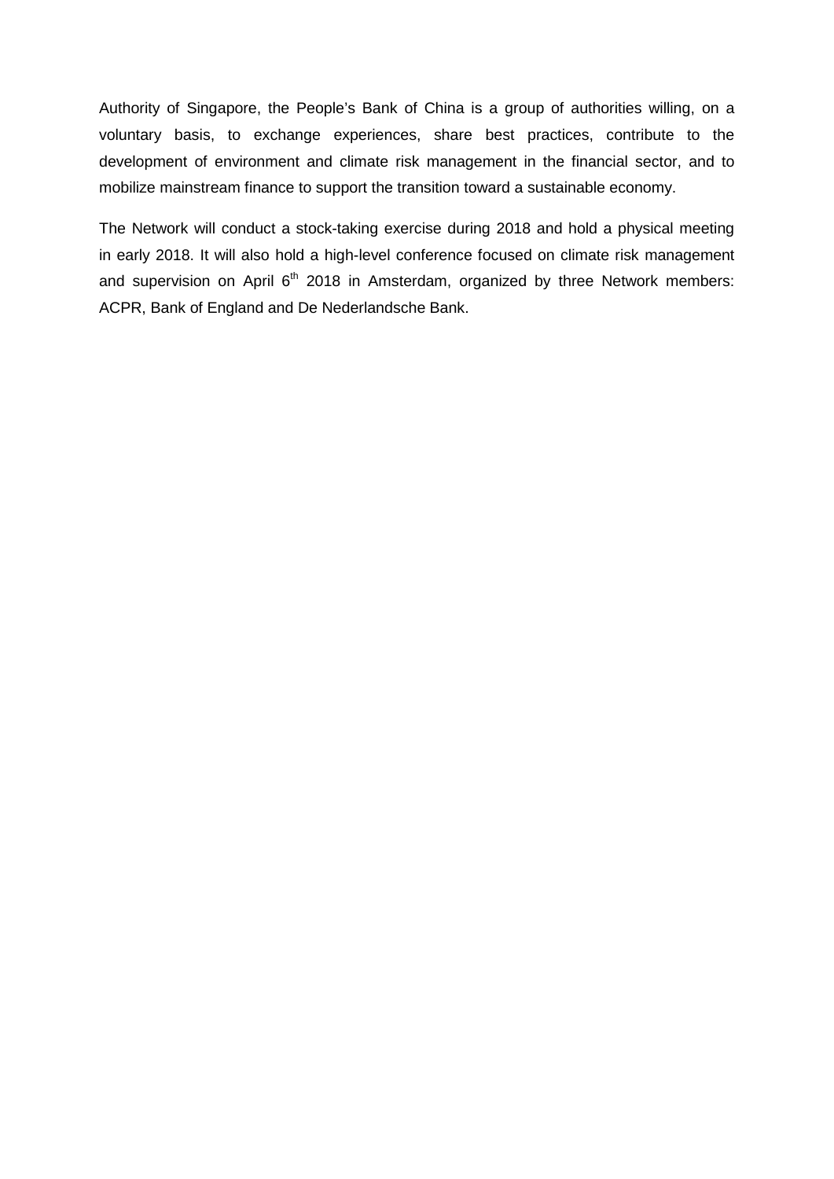Authority of Singapore, the People's Bank of China is a group of authorities willing, on a voluntary basis, to exchange experiences, share best practices, contribute to the development of environment and climate risk management in the financial sector, and to mobilize mainstream finance to support the transition toward a sustainable economy.

The Network will conduct a stock-taking exercise during 2018 and hold a physical meeting in early 2018. It will also hold a high-level conference focused on climate risk management and supervision on April 6th 2018 in Amsterdam, organized by three Network members: ACPR, Bank of England and De Nederlandsche Bank.